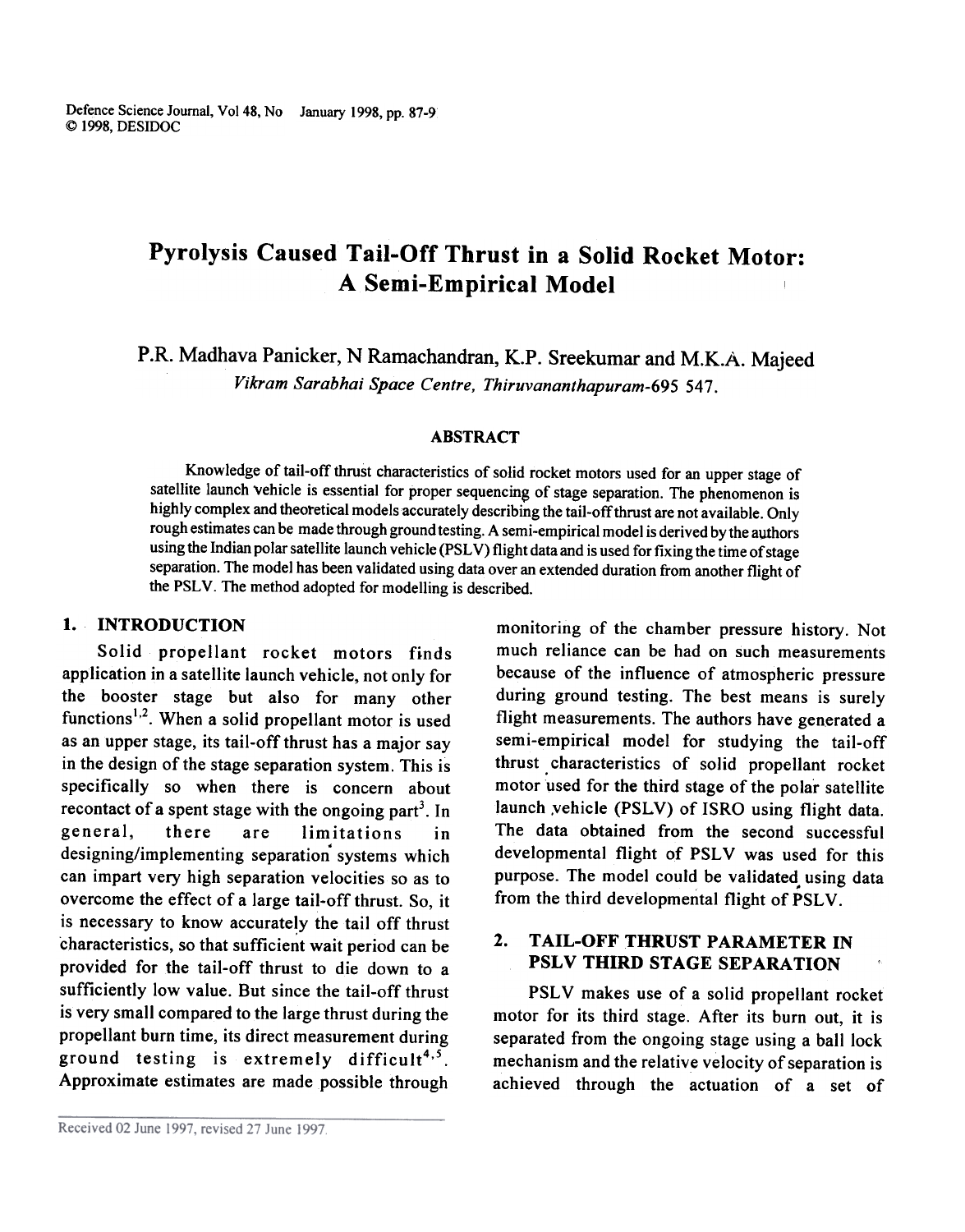# Pyrolysis Caused Tail-Off Thrust in a Solid Rocket Motor: A Semi-Empirical Model

P.R. Madhava Panicker, N Ramachandran, K.P. Sreekumar and M.K.A. Majeed

*Vikram Sarabhai Space Centre, Thiruvananthapuram-695 547.*

## ABSTRACT

Knowledge of tail-off thrust characteristics of solid rocket motors used for an upper stage of satellite launch vehicle is essential for proper sequencing of stage separation. The phenomenon is highly complex and theoretical models accurately describing the tail-off thrust are not available. Only rough estimates can be made through ground testing. A semi-empirical model is derived by the authors using the Indian polar satellite launch vehicle (PSLV) flight data and is used for fixing the time of stage separation. The model has been validated using data over an extended duration from another flight of the PSLV. The method adopted for modelling is described.

## 1. INTRODUCTION

Solid propellant rocket motors finds application in a satellite launch vehicle, not only for the booster stage but also for many other functions[1,2]. When a solid propellant motor is used as an upper stage, its tail-off thrust has a major say in the design of the stage separation system. This is specifically so when there is concern about recontact of a spent stage with the ongoing part[3]. In general, there are limitations in designing/implementing separation systems which can impart very high separation velocities so as to overcome the effect of a large tail-off thrust. So, it is necessary to know accurately the tail off thrust characteristics, so that sufficient wait period can be provided for the tail-off thrust to die down to a sufficiently low value. But since the tail-off thrust is very small compared to the large thrust during the propellant burn time, its direct measurement during ground testing is extremely difficult[4,5]. Approximate estimates are made possible through monitoring of the chamber pressure history. Not much reliance can be had on such measurements because of the influence of atmospheric pressure during ground testing. The best means is surely flight measurements. The authors have generated a semi-empirical model for studying the tail-off thrust characteristics of solid propellant rocket motor used for the third stage of the polar satellite launch vehicle (PSLV) of ISRO using flight data. The data obtained from the second successful developmental flight of PSLV was used for this purpose. The model could be validated using data from the third developmental flight of PSLV.

## 2. TAIL-OFF THRUST PARAMETER IN PSLV THIRD STAGE SEPARATION

PSLV makes use of a solid propellant rocket motor for its third stage. After its burn out, it is separated from the ongoing stage using a ball lock mechanism and the relative velocity of separation is achieved through the actuation of a set of

Received 02 June 1997, revised 27 June 1997.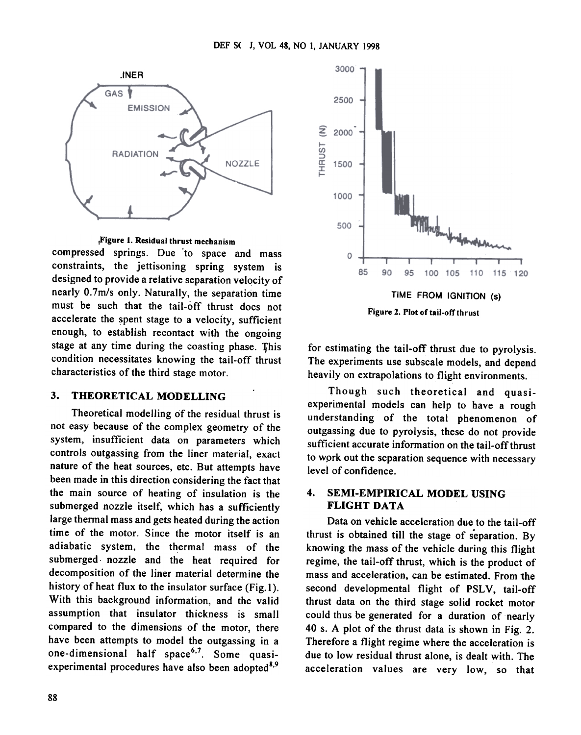Figure 1. Residual thrust mechanism

compressed springs. Due to space and mass constraints, the jettisoning spring system is designed to provide a relative separation velocity of nearly 0.7m/s only. Naturally, the separation time must be such that the tail-off thrust does not accelerate the spent stage to a velocity, sufficient enough, to establish recontact with the ongoing stage at any time during the coasting phase. This condition necessitates knowing the tail-off thrust characteristics of the third stage motor.

## 3. THEORETICAL MODELLING

Theoretical modelling of the residual thrust is not easy because of the complex geometry of the system, insufficient data on parameters which controls outgassing from the liner material, exact nature of the heat sources, etc. But attempts have been made in this direction considering the fact that the main source of heating of insulation is the submerged nozzle itself, which has a sufficiently large thermal mass and gets heated during the action time of the motor. Since the motor itself is an adiabatic system, the thermal mass of the submerged nozzle and the heat required for decomposition of the liner material determine the history of heat flux to the insulator surface (Fig.1). With this background information, and the valid assumption that insulator thickness is small compared to the dimensions of the motor, there have been attempts to model the outgassing in a one-dimensional half space[6,7]. Some quasi-experimental procedures have also been adopted[8,9] for estimating the tail-off thrust due to pyrolysis. The experiments use subscale models, and depend heavily on extrapolations to flight environments.

Figure 2. Plot of tail-off thrust

Though such theoretical and quasi-experimental models can help to have a rough understanding of the total phenomenon of outgassing due to pyrolysis, these do not provide sufficient accurate information on the tail-off thrust to work out the separation sequence with necessary level of confidence.

## 4. SEMI-EMPIRICAL MODEL USING FLIGHT DATA

Data on vehicle acceleration due to the tail-off thrust is obtained till the stage of separation. By knowing the mass of the vehicle during this flight regime, the tail-off thrust, which is the product of mass and acceleration, can be estimated. From the second developmental flight of PSLV, tail-off thrust data on the third stage solid rocket motor could thus be generated for a duration of nearly 40 s. A plot of the thrust data is shown in Fig. 2. Therefore a flight regime where the acceleration is due to low residual thrust alone, is dealt with. The acceleration values are very low, so that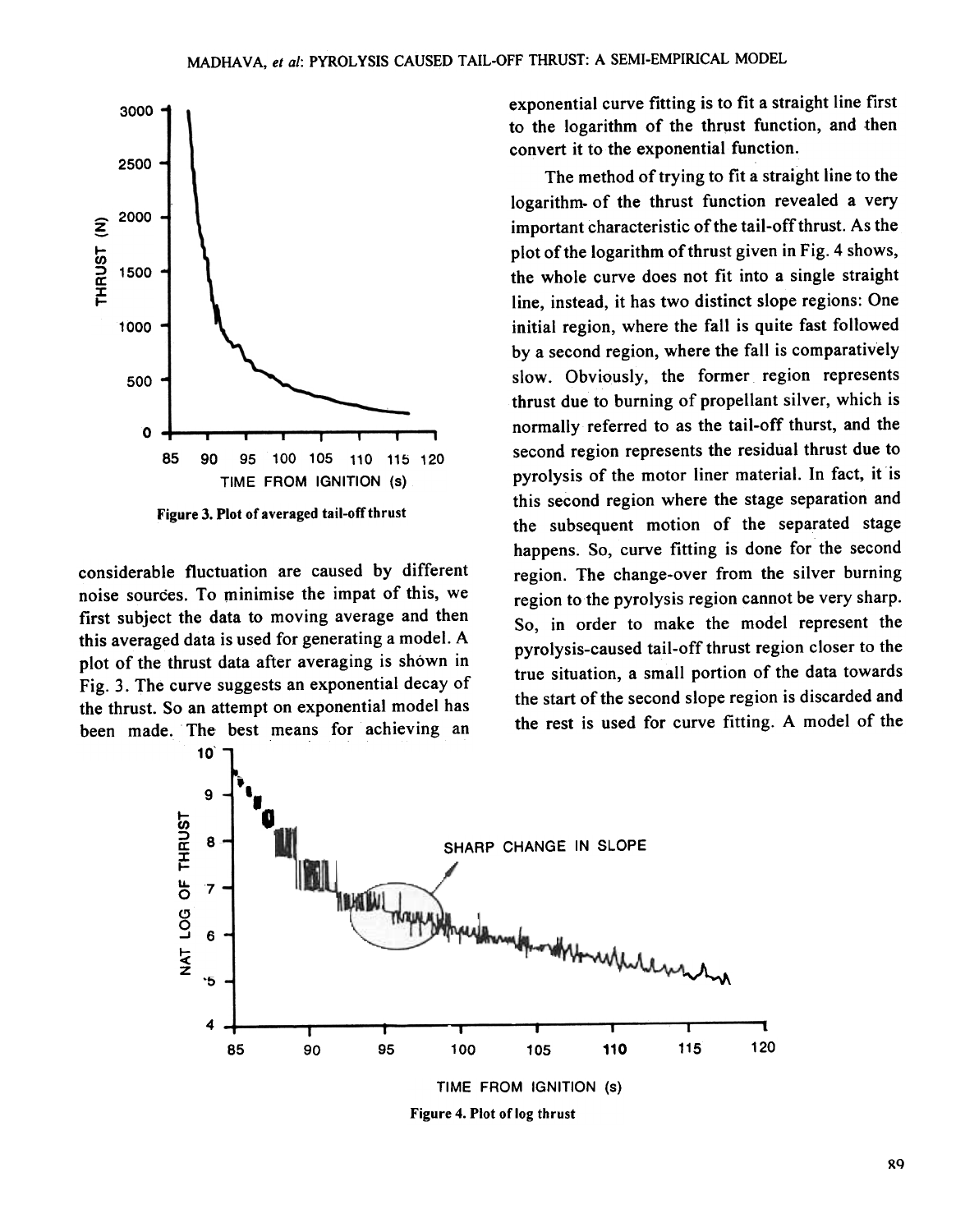Figure 3. Plot of averaged tail-off thrust

considerable fluctuation are caused by different noise sources. To minimise the impat of this, we first subject the data to moving average and then this averaged data is used for generating a model. A plot of the thrust data after averaging is shown in Fig. 3. The curve suggests an exponential decay of the thrust. So an attempt on exponential model has been made. The best means for achieving an exponential curve fitting is to fit a straight line first to the logarithm of the thrust function, and then convert it to the exponential function.

The method of trying to fit a straight line to the logarithm of the thrust function revealed a very important characteristic of the tail-off thrust. As the plot of the logarithm of thrust given in Fig. 4 shows, the whole curve does not fit into a single straight line, instead, it has two distinct slope regions: One initial region, where the fall is quite fast followed by a second region, where the fall is comparatively slow. Obviously, the former region represents thrust due to burning of propellant silver, which is normally referred to as the tail-off thurst, and the second region represents the residual thrust due to pyrolysis of the motor liner material. In fact, it is this second region where the stage separation and the subsequent motion of the separated stage happens. So, curve fitting is done for the second region. The change-over from the silver burning region to the pyrolysis region cannot be very sharp. So, in order to make the model represent the pyrolysis-caused tail-off thrust region closer to the true situation, a small portion of the data towards the start of the second slope region is discarded and the rest is used for curve fitting. A model of the

Figure 4. Plot of log thrust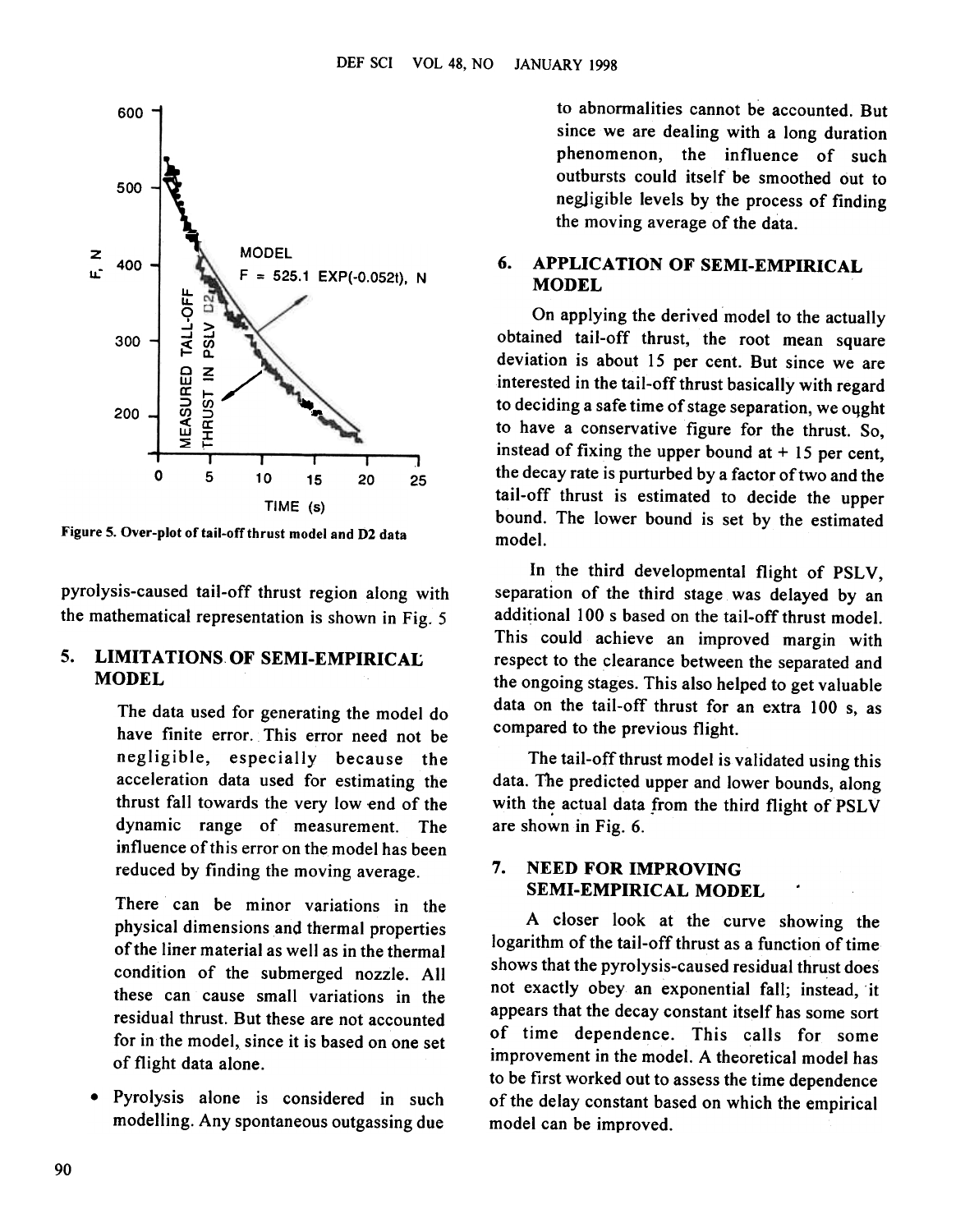Figure 5. Over-plot of tail-off thrust model and D2 data

pyrolysis-caused tail-off thrust region along with the mathematical representation is shown in Fig. 5

## 5. LIMITATIONS OF SEMI-EMPIRICAL MODEL

The data used for generating the model do have finite error. This error need not be negligible, especially because the acceleration data used for estimating the thrust fall towards the very low end of the dynamic range of measurement. The influence of this error on the model has been reduced by finding the moving average.

There can be minor variations in the physical dimensions and thermal properties of the liner material as well as in the thermal condition of the submerged nozzle. All these can cause small variations in the residual thrust. But these are not accounted for in the model, since it is based on one set of flight data alone.

- Pyrolysis alone is considered in such modelling. Any spontaneous outgassing due to abnormalities cannot be accounted. But since we are dealing with a long duration phenomenon, the influence of such outbursts could itself be smoothed out to negligible levels by the process of finding the moving average of the data.

## 6. APPLICATION OF SEMI-EMPIRICAL MODEL

On applying the derived model to the actually obtained tail-off thrust, the root mean square deviation is about 15 per cent. But since we are interested in the tail-off thrust basically with regard to deciding a safe time of stage separation, we ought to have a conservative figure for the thrust. So, instead of fixing the upper bound at + 15 per cent, the decay rate is purturbed by a factor of two and the tail-off thrust is estimated to decide the upper bound. The lower bound is set by the estimated model.

In the third developmental flight of PSLV, separation of the third stage was delayed by an additional 100 s based on the tail-off thrust model. This could achieve an improved margin with respect to the clearance between the separated and the ongoing stages. This also helped to get valuable data on the tail-off thrust for an extra 100 s, as compared to the previous flight.

The tail-off thrust model is validated using this data. The predicted upper and lower bounds, along with the actual data from the third flight of PSLV are shown in Fig. 6.

## 7. NEED FOR IMPROVING SEMI-EMPIRICAL MODEL

A closer look at the curve showing the logarithm of the tail-off thrust as a function of time shows that the pyrolysis-caused residual thrust does not exactly obey an exponential fall; instead, it appears that the decay constant itself has some sort of time dependence. This calls for some improvement in the model. A theoretical model has to be first worked out to assess the time dependence of the delay constant based on which the empirical model can be improved.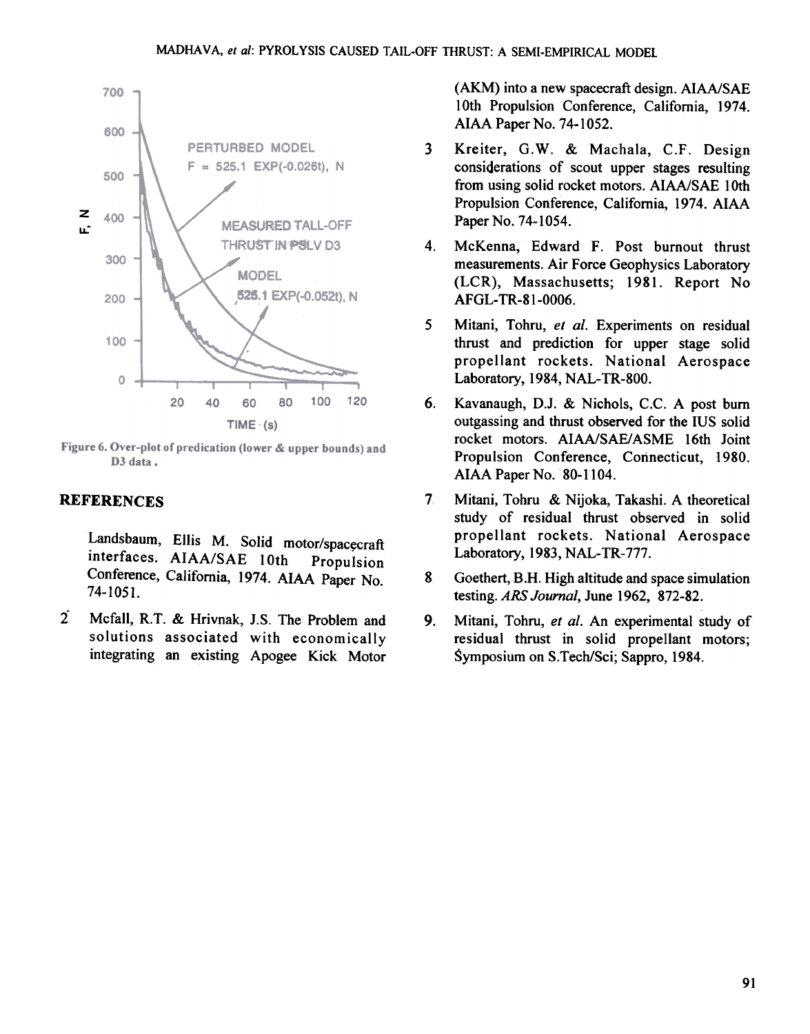700

600

500

400

300

200

100

0

F, N

PERTURBED MODEL

F = 525.1 EXP(-0.026t), N

MEASURED TALL-OFF THRUST IN PSLV D3

MODEL

525.1 EXP(-0.052t), N

20 40 60 80 100 120

TIME (s)

Figure 6. Over-plot of predication (lower & upper bounds) and D3 data.

## REFERENCES

1. Landsbaum, Ellis M. Solid motor/spacecraft interfaces. AIAA/SAE 10th Propulsion Conference, California, 1974. AIAA Paper No. 74-1051.
2. Mcfall, R.T. & Hrivnak, J.S. The Problem and solutions associated with economically integrating an existing Apogee Kick Motor (AKM) into a new spacecraft design. AIAA/SAE 10th Propulsion Conference, California, 1974. AIAA Paper No. 74-1052.
3. Kreiter, G.W. & Machala, C.F. Design considerations of scout upper stages resulting from using solid rocket motors. AIAA/SAE 10th Propulsion Conference, California, 1974. AIAA Paper No. 74-1054.
4. McKenna, Edward F. Post burnout thrust measurements. Air Force Geophysics Laboratory (LCR), Massachusetts; 1981. Report No AFGL-TR-81-0006.
5. Mitani, Tohru, *et al.* Experiments on residual thrust and prediction for upper stage solid propellant rockets. National Aerospace Laboratory, 1984, NAL-TR-800.
6. Kavanaugh, D.J. & Nichols, C.C. A post burn outgassing and thrust observed for the IUS solid rocket motors. AIAA/SAE/ASME 16th Joint Propulsion Conference, Connecticut, 1980. AIAA Paper No. 80-1104.
7. Mitani, Tohru & Nijoka, Takashi. A theoretical study of residual thrust observed in solid propellant rockets. National Aerospace Laboratory, 1983, NAL-TR-777.
8. Goethert, B.H. High altitude and space simulation testing. *ARS Journal*, June 1962, 872-82.
9. Mitani, Tohru, *et al.* An experimental study of residual thrust in solid propellant motors; Symposium on S.Tech/Sci; Sappro, 1984.